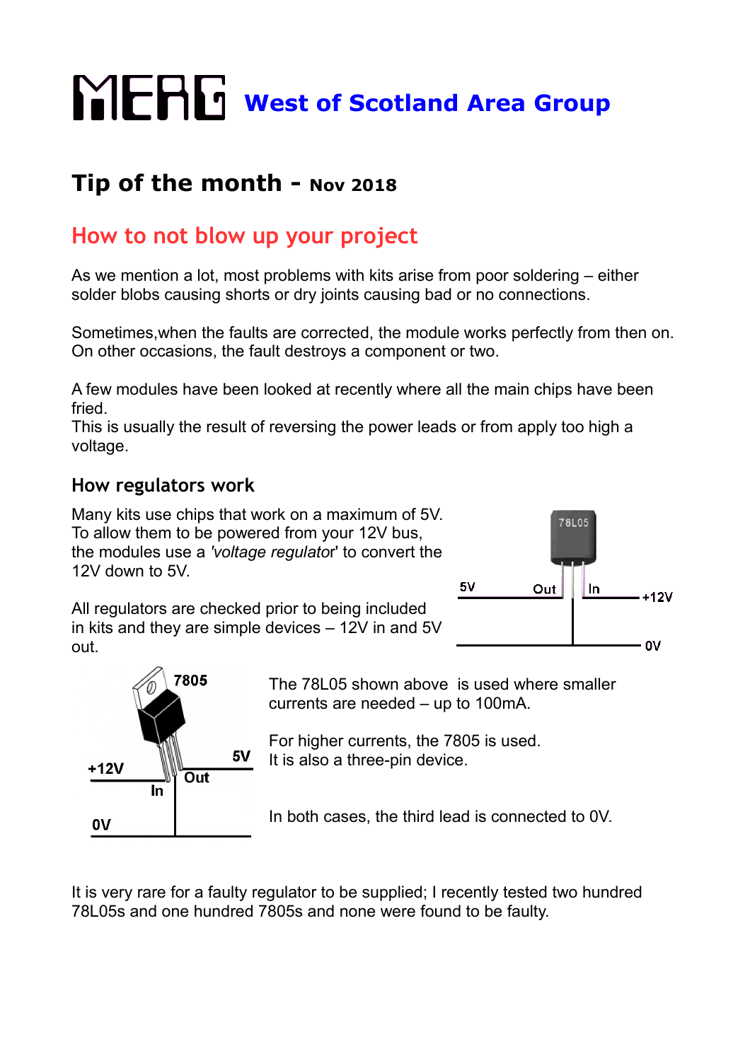# MERG West of Scotland Area Group

## Tip of the month - Nov 2018

## How to not blow up your project

As we mention a lot, most problems with kits arise from poor soldering – either solder blobs causing shorts or dry joints causing bad or no connections.

Sometimes,when the faults are corrected, the module works perfectly from then on. On other occasions, the fault destroys a component or two.

A few modules have been looked at recently where all the main chips have been fried.
This is usually the result of reversing the power leads or from apply too high a voltage.

### How regulators work

Many kits use chips that work on a maximum of 5V. To allow them to be powered from your 12V bus, the modules use a *'voltage regulator*' to convert the 12V down to 5V.

All regulators are checked prior to being included in kits and they are simple devices – 12V in and 5V out.

78L05

5V Out In +12V

0V

7805

+12V In Out 5V

0V

The 78L05 shown above is used where smaller currents are needed – up to 100mA.

For higher currents, the 7805 is used.
It is also a three-pin device.

In both cases, the third lead is connected to 0V.

It is very rare for a faulty regulator to be supplied; I recently tested two hundred 78L05s and one hundred 7805s and none were found to be faulty.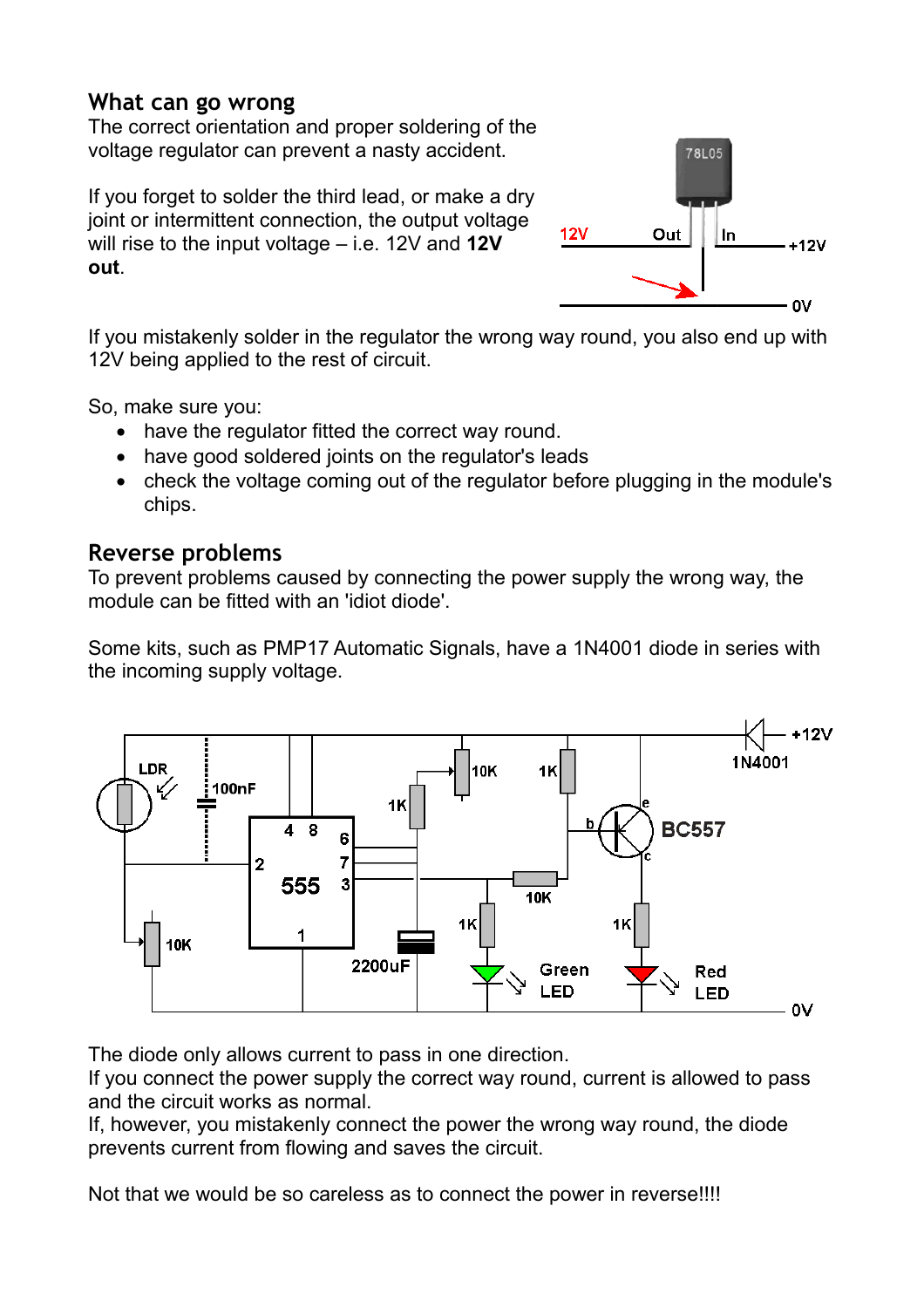## What can go wrong

The correct orientation and proper soldering of the voltage regulator can prevent a nasty accident.

If you forget to solder the third lead, or make a dry joint or intermittent connection, the output voltage will rise to the input voltage – i.e. 12V and **12V out**.

If you mistakenly solder in the regulator the wrong way round, you also end up with 12V being applied to the rest of circuit.

So, make sure you:

- have the regulator fitted the correct way round.
- have good soldered joints on the regulator's leads
- check the voltage coming out of the regulator before plugging in the module's chips.

## Reverse problems

To prevent problems caused by connecting the power supply the wrong way, the module can be fitted with an 'idiot diode'.

Some kits, such as PMP17 Automatic Signals, have a 1N4001 diode in series with the incoming supply voltage.

The diode only allows current to pass in one direction.
If you connect the power supply the correct way round, current is allowed to pass and the circuit works as normal.
If, however, you mistakenly connect the power the wrong way round, the diode prevents current from flowing and saves the circuit.

Not that we would be so careless as to connect the power in reverse!!!!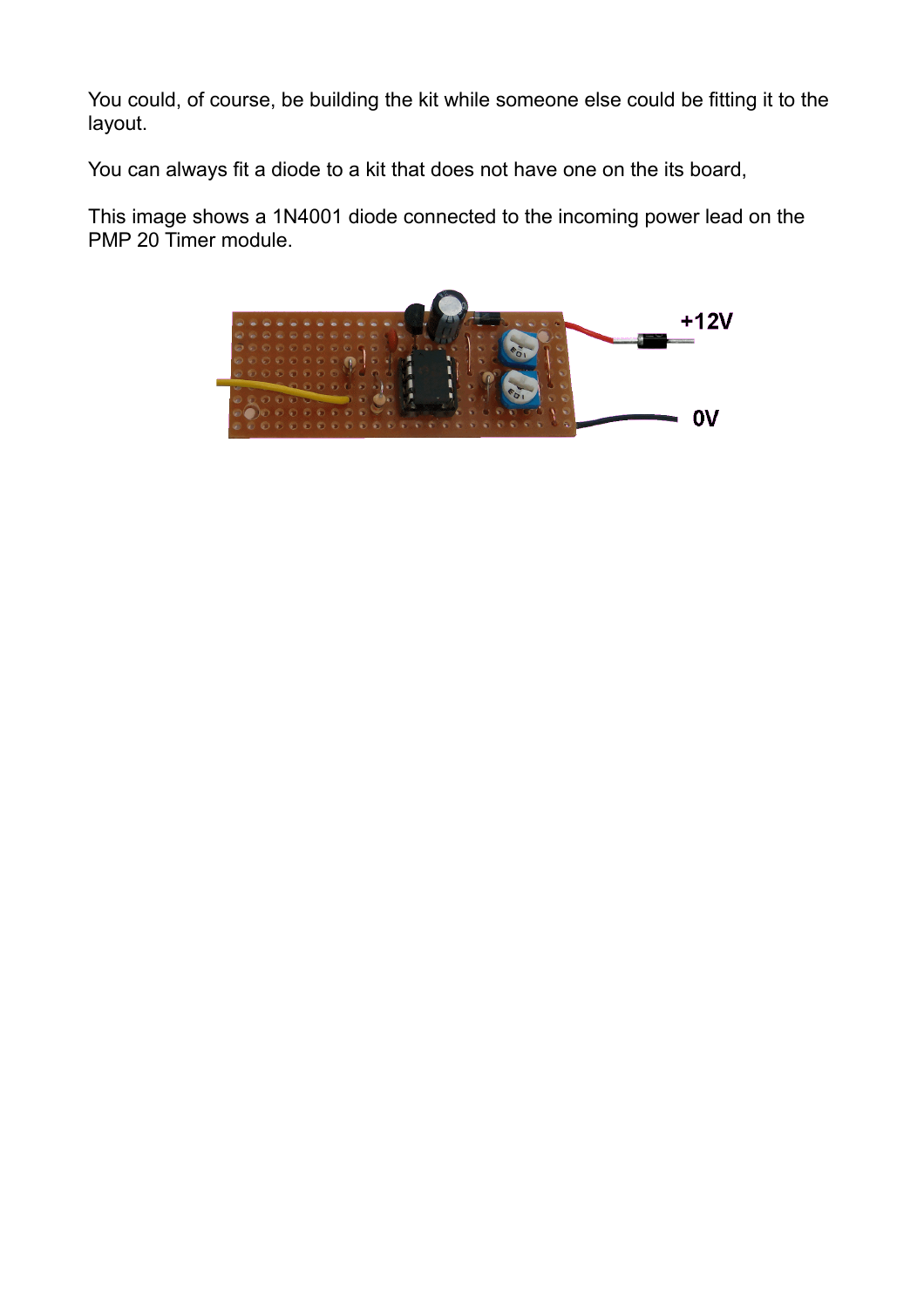You could, of course, be building the kit while someone else could be fitting it to the layout.

You can always fit a diode to a kit that does not have one on the its board,

This image shows a 1N4001 diode connected to the incoming power lead on the PMP 20 Timer module.

+12V

0V